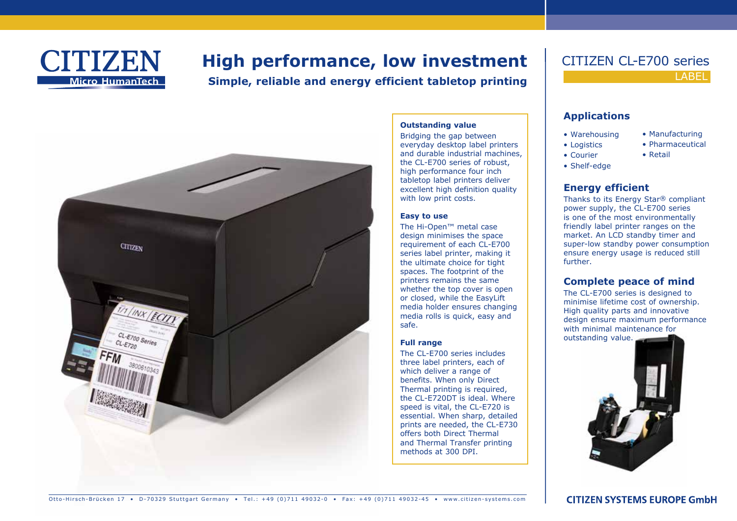# High performance, low investment

## Simple, reliable and energy efficient tabletop printing

CITIZEN CL-E700 series

LABEL

### Outstanding value

Bridging the gap between everyday desktop label printers and durable industrial machines, the CL-E700 series of robust, high performance four inch tabletop label printers deliver excellent high definition quality with low print costs.

### Easy to use

The Hi-Open™ metal case design minimises the space requirement of each CL-E700 series label printer, making it the ultimate choice for tight spaces. The footprint of the printers remains the same whether the top cover is open or closed, while the EasyLift media holder ensures changing media rolls is quick, easy and safe.

### Full range

The CL-E700 series includes three label printers, each of which deliver a range of benefits. When only Direct Thermal printing is required, the CL-E720DT is ideal. Where speed is vital, the CL-E720 is essential. When sharp, detailed prints are needed, the CL-E730 offers both Direct Thermal and Thermal Transfer printing methods at 300 DPI.

### Applications

- Warehousing
- Logistics
- Courier
- Shelf-edge
- Manufacturing
- Pharmaceutical
- Retail

### Energy efficient

Thanks to its Energy Star® compliant power supply, the CL-E700 series is one of the most environmentally friendly label printer ranges on the market. An LCD standby timer and super-low standby power consumption ensure energy usage is reduced still further.

### Complete peace of mind

The CL-E700 series is designed to minimise lifetime cost of ownership. High quality parts and innovative design ensure maximum performance with minimal maintenance for outstanding value.

Otto-Hirsch-Brücken 17 • D-70329 Stuttgart Germany • Tel.: +49 (0)711 49032-0 • Fax: +49 (0)711 49032-45 • www.citizen-systems.com

CITIZEN SYSTEMS EUROPE GmbH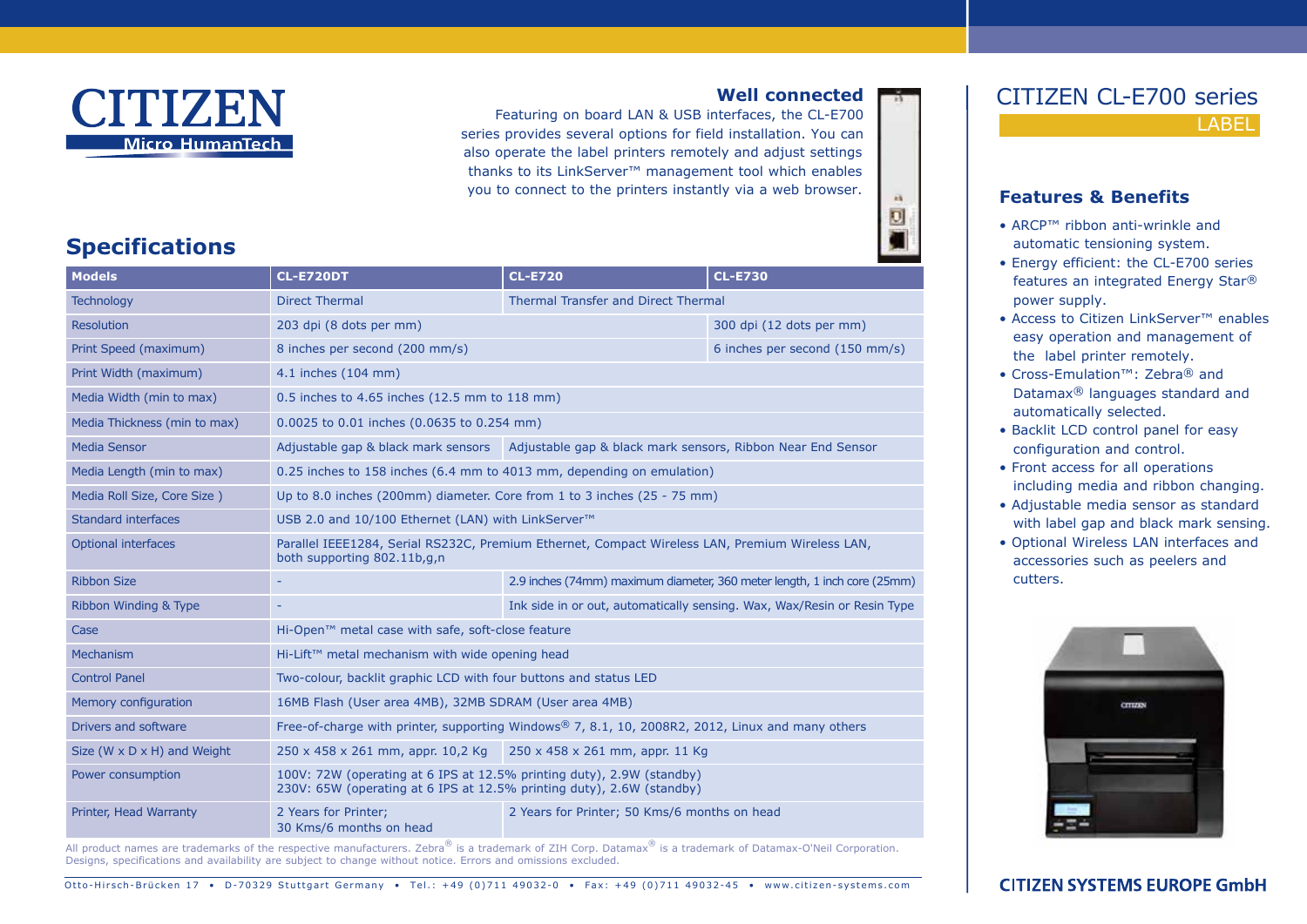CITIZEN

Micro HumanTech

## Well connected

Featuring on board LAN & USB interfaces, the CL-E700 series provides several options for field installation. You can also operate the label printers remotely and adjust settings thanks to its LinkServer™ management tool which enables you to connect to the printers instantly via a web browser.

## Specifications

| Models | CL-E720DT | CL-E720 | CL-E730 |
|---|---|---|---|
| Technology | Direct Thermal | Thermal Transfer and Direct Thermal | |
| Resolution | 203 dpi (8 dots per mm) | | 300 dpi (12 dots per mm) |
| Print Speed (maximum) | 8 inches per second (200 mm/s) | | 6 inches per second (150 mm/s) |
| Print Width (maximum) | 4.1 inches (104 mm) | | |
| Media Width (min to max) | 0.5 inches to 4.65 inches (12.5 mm to 118 mm) | | |
| Media Thickness (min to max) | 0.0025 to 0.01 inches (0.0635 to 0.254 mm) | | |
| Media Sensor | Adjustable gap & black mark sensors | Adjustable gap & black mark sensors, Ribbon Near End Sensor | |
| Media Length (min to max) | 0.25 inches to 158 inches (6.4 mm to 4013 mm, depending on emulation) | | |
| Media Roll Size, Core Size ) | Up to 8.0 inches (200mm) diameter. Core from 1 to 3 inches (25 - 75 mm) | | |
| Standard interfaces | USB 2.0 and 10/100 Ethernet (LAN) with LinkServer™ | | |
| Optional interfaces | Parallel IEEE1284, Serial RS232C, Premium Ethernet, Compact Wireless LAN, Premium Wireless LAN, both supporting 802.11b,g,n | | |
| Ribbon Size | - | 2.9 inches (74mm) maximum diameter, 360 meter length, 1 inch core (25mm) | |
| Ribbon Winding & Type | - | Ink side in or out, automatically sensing. Wax, Wax/Resin or Resin Type | |
| Case | Hi-Open™ metal case with safe, soft-close feature | | |
| Mechanism | Hi-Lift™ metal mechanism with wide opening head | | |
| Control Panel | Two-colour, backlit graphic LCD with four buttons and status LED | | |
| Memory configuration | 16MB Flash (User area 4MB), 32MB SDRAM (User area 4MB) | | |
| Drivers and software | Free-of-charge with printer, supporting Windows® 7, 8.1, 10, 2008R2, 2012, Linux and many others | | |
| Size (W x D x H) and Weight | 250 x 458 x 261 mm, appr. 10,2 Kg | 250 x 458 x 261 mm, appr. 11 Kg | |
| Power consumption | 100V: 72W (operating at 6 IPS at 12.5% printing duty), 2.9W (standby) 230V: 65W (operating at 6 IPS at 12.5% printing duty), 2.6W (standby) | | |
| Printer, Head Warranty | 2 Years for Printer; 30 Kms/6 months on head | 2 Years for Printer; 50 Kms/6 months on head | |

All product names are trademarks of the respective manufacturers. Zebra® is a trademark of ZIH Corp. Datamax® is a trademark of Datamax-O'Neil Corporation. Designs, specifications and availability are subject to change without notice. Errors and omissions excluded.

Otto-Hirsch-Brücken 17 • D-70329 Stuttgart Germany • Tel.: +49 (0)711 49032-0 • Fax: +49 (0)711 49032-45 • www.citizen-systems.com

# CITIZEN CL-E700 series

LABEL

## Features & Benefits

- ARCP™ ribbon anti-wrinkle and automatic tensioning system.
- Energy efficient: the CL-E700 series features an integrated Energy Star® power supply.
- Access to Citizen LinkServer™ enables easy operation and management of the label printer remotely.
- Cross-Emulation™: Zebra® and Datamax® languages standard and automatically selected.
- Backlit LCD control panel for easy configuration and control.
- Front access for all operations including media and ribbon changing.
- Adjustable media sensor as standard with label gap and black mark sensing.
- Optional Wireless LAN interfaces and accessories such as peelers and cutters.

CITIZEN SYSTEMS EUROPE GmbH